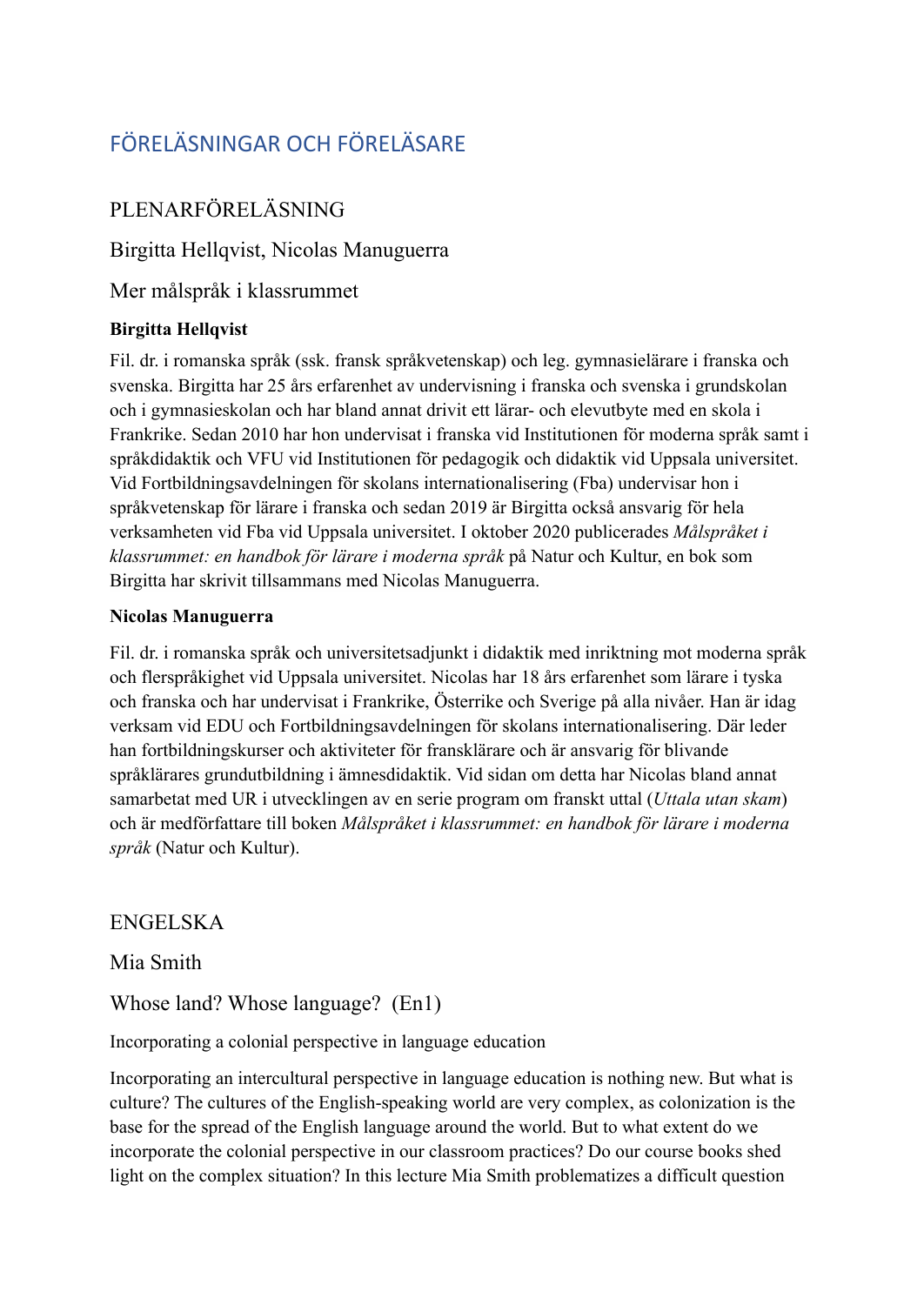# FÖRELÄSNINGAR OCH FÖRELÄSARE

## PLENARFÖRELÄSNING

### Birgitta Hellqvist, Nicolas Manuguerra

### Mer målspråk i klassrummet

**Birgitta Hellqvist**

Fil. dr. i romanska språk (ssk. fransk språkvetenskap) och leg. gymnasielärare i franska och svenska. Birgitta har 25 års erfarenhet av undervisning i franska och svenska i grundskolan och i gymnasieskolan och har bland annat drivit ett lärar- och elevutbyte med en skola i Frankrike. Sedan 2010 har hon undervisat i franska vid Institutionen för moderna språk samt i språkdidaktik och VFU vid Institutionen för pedagogik och didaktik vid Uppsala universitet. Vid Fortbildningsavdelningen för skolans internationalisering (Fba) undervisar hon i språkvetenskap för lärare i franska och sedan 2019 är Birgitta också ansvarig för hela verksamheten vid Fba vid Uppsala universitet. I oktober 2020 publicerades *Målspråket i klassrummet: en handbok för lärare i moderna språk* på Natur och Kultur, en bok som Birgitta har skrivit tillsammans med Nicolas Manuguerra.

**Nicolas Manuguerra**

Fil. dr. i romanska språk och universitetsadjunkt i didaktik med inriktning mot moderna språk och flerspråkighet vid Uppsala universitet. Nicolas har 18 års erfarenhet som lärare i tyska och franska och har undervisat i Frankrike, Österrike och Sverige på alla nivåer. Han är idag verksam vid EDU och Fortbildningsavdelningen för skolans internationalisering. Där leder han fortbildningskurser och aktiviteter för fransklärare och är ansvarig för blivande språklärares grundutbildning i ämnesdidaktik. Vid sidan om detta har Nicolas bland annat samarbetat med UR i utvecklingen av en serie program om franskt uttal (*Uttala utan skam*) och är medförfattare till boken *Målspråket i klassrummet: en handbok för lärare i moderna språk* (Natur och Kultur).

## ENGELSKA

### Mia Smith

### Whose land? Whose language? (En1)

Incorporating a colonial perspective in language education

Incorporating an intercultural perspective in language education is nothing new. But what is culture? The cultures of the English-speaking world are very complex, as colonization is the base for the spread of the English language around the world. But to what extent do we incorporate the colonial perspective in our classroom practices? Do our course books shed light on the complex situation? In this lecture Mia Smith problematizes a difficult question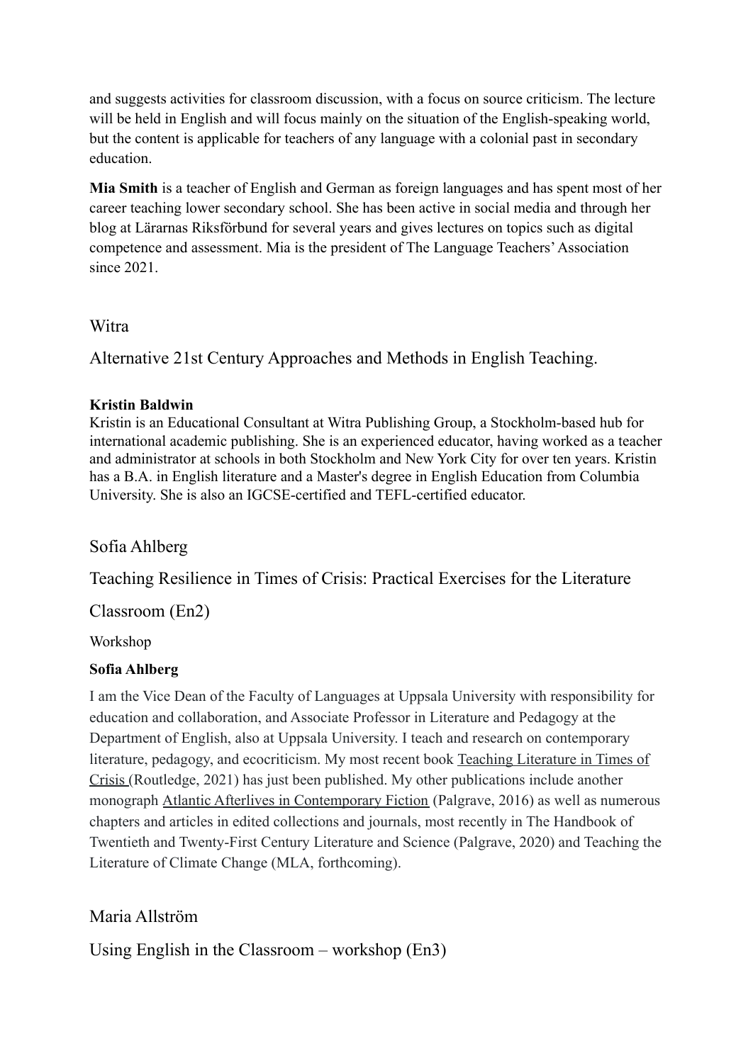and suggests activities for classroom discussion, with a focus on source criticism. The lecture will be held in English and will focus mainly on the situation of the English-speaking world, but the content is applicable for teachers of any language with a colonial past in secondary education.

**Mia Smith** is a teacher of English and German as foreign languages and has spent most of her career teaching lower secondary school. She has been active in social media and through her blog at Lärarnas Riksförbund for several years and gives lectures on topics such as digital competence and assessment. Mia is the president of The Language Teachers' Association since 2021.

## Witra

## Alternative 21st Century Approaches and Methods in English Teaching.

**Kristin Baldwin**
Kristin is an Educational Consultant at Witra Publishing Group, a Stockholm-based hub for international academic publishing. She is an experienced educator, having worked as a teacher and administrator at schools in both Stockholm and New York City for over ten years. Kristin has a B.A. in English literature and a Master's degree in English Education from Columbia University. She is also an IGCSE-certified and TEFL-certified educator.

## Sofia Ahlberg

## Teaching Resilience in Times of Crisis: Practical Exercises for the Literature Classroom (En2)

Workshop

**Sofia Ahlberg**

I am the Vice Dean of the Faculty of Languages at Uppsala University with responsibility for education and collaboration, and Associate Professor in Literature and Pedagogy at the Department of English, also at Uppsala University. I teach and research on contemporary literature, pedagogy, and ecocriticism. My most recent book Teaching Literature in Times of Crisis (Routledge, 2021) has just been published. My other publications include another monograph Atlantic Afterlives in Contemporary Fiction (Palgrave, 2016) as well as numerous chapters and articles in edited collections and journals, most recently in The Handbook of Twentieth and Twenty-First Century Literature and Science (Palgrave, 2020) and Teaching the Literature of Climate Change (MLA, forthcoming).

## Maria Allström

## Using English in the Classroom – workshop (En3)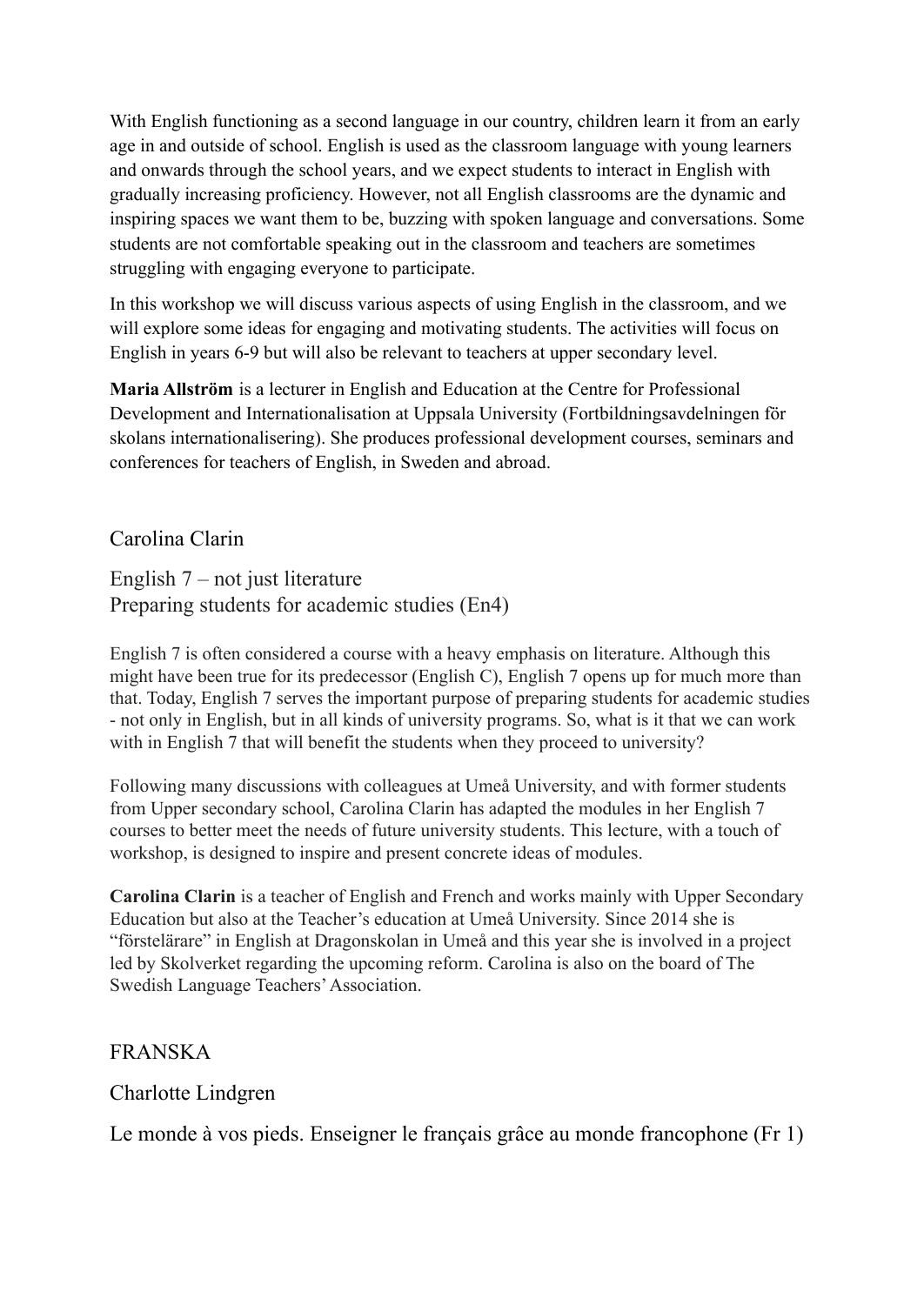With English functioning as a second language in our country, children learn it from an early age in and outside of school. English is used as the classroom language with young learners and onwards through the school years, and we expect students to interact in English with gradually increasing proficiency. However, not all English classrooms are the dynamic and inspiring spaces we want them to be, buzzing with spoken language and conversations. Some students are not comfortable speaking out in the classroom and teachers are sometimes struggling with engaging everyone to participate.

In this workshop we will discuss various aspects of using English in the classroom, and we will explore some ideas for engaging and motivating students. The activities will focus on English in years 6-9 but will also be relevant to teachers at upper secondary level.

**Maria Allström** is a lecturer in English and Education at the Centre for Professional Development and Internationalisation at Uppsala University (Fortbildningsavdelningen för skolans internationalisering). She produces professional development courses, seminars and conferences for teachers of English, in Sweden and abroad.

## Carolina Clarin

### English 7 – not just literature
### Preparing students for academic studies (En4)

English 7 is often considered a course with a heavy emphasis on literature. Although this might have been true for its predecessor (English C), English 7 opens up for much more than that. Today, English 7 serves the important purpose of preparing students for academic studies - not only in English, but in all kinds of university programs. So, what is it that we can work with in English 7 that will benefit the students when they proceed to university?

Following many discussions with colleagues at Umeå University, and with former students from Upper secondary school, Carolina Clarin has adapted the modules in her English 7 courses to better meet the needs of future university students. This lecture, with a touch of workshop, is designed to inspire and present concrete ideas of modules.

**Carolina Clarin** is a teacher of English and French and works mainly with Upper Secondary Education but also at the Teacher's education at Umeå University. Since 2014 she is "förstelärare" in English at Dragonskolan in Umeå and this year she is involved in a project led by Skolverket regarding the upcoming reform. Carolina is also on the board of The Swedish Language Teachers' Association.

# FRANSKA

## Charlotte Lindgren

### Le monde à vos pieds. Enseigner le français grâce au monde francophone (Fr 1)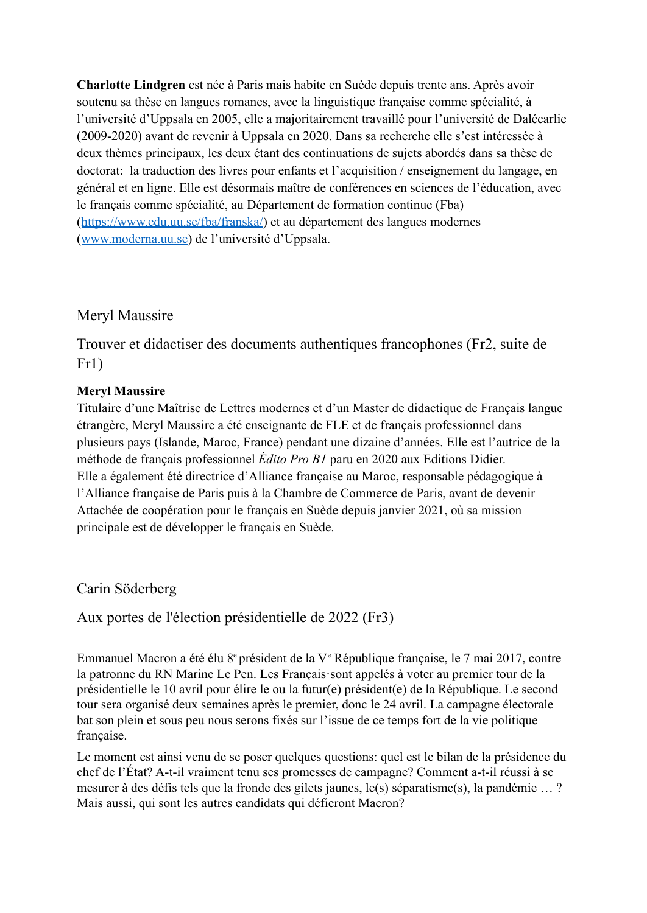**Charlotte Lindgren** est née à Paris mais habite en Suède depuis trente ans. Après avoir soutenu sa thèse en langues romanes, avec la linguistique française comme spécialité, à l'université d'Uppsala en 2005, elle a majoritairement travaillé pour l'université de Dalécarlie (2009-2020) avant de revenir à Uppsala en 2020. Dans sa recherche elle s'est intéressée à deux thèmes principaux, les deux étant des continuations de sujets abordés dans sa thèse de doctorat: la traduction des livres pour enfants et l'acquisition / enseignement du langage, en général et en ligne. Elle est désormais maître de conférences en sciences de l'éducation, avec le français comme spécialité, au Département de formation continue (Fba) (https://www.edu.uu.se/fba/franska/) et au département des langues modernes (www.moderna.uu.se) de l'université d'Uppsala.

## Meryl Maussire

## Trouver et didactiser des documents authentiques francophones (Fr2, suite de Fr1)

**Meryl Maussire**
Titulaire d'une Maîtrise de Lettres modernes et d'un Master de didactique de Français langue étrangère, Meryl Maussire a été enseignante de FLE et de français professionnel dans plusieurs pays (Islande, Maroc, France) pendant une dizaine d'années. Elle est l'autrice de la méthode de français professionnel *Édito Pro B1* paru en 2020 aux Editions Didier.
Elle a également été directrice d'Alliance française au Maroc, responsable pédagogique à l'Alliance française de Paris puis à la Chambre de Commerce de Paris, avant de devenir Attachée de coopération pour le français en Suède depuis janvier 2021, où sa mission principale est de développer le français en Suède.

## Carin Söderberg

## Aux portes de l'élection présidentielle de 2022 (Fr3)

Emmanuel Macron a été élu 8ᵉ président de la Vᵉ République française, le 7 mai 2017, contre la patronne du RN Marine Le Pen. Les Français·sont appelés à voter au premier tour de la présidentielle le 10 avril pour élire le ou la futur(e) président(e) de la République. Le second tour sera organisé deux semaines après le premier, donc le 24 avril. La campagne électorale bat son plein et sous peu nous serons fixés sur l'issue de ce temps fort de la vie politique française.

Le moment est ainsi venu de se poser quelques questions: quel est le bilan de la présidence du chef de l'État? A-t-il vraiment tenu ses promesses de campagne? Comment a-t-il réussi à se mesurer à des défis tels que la fronde des gilets jaunes, le(s) séparatisme(s), la pandémie … ? Mais aussi, qui sont les autres candidats qui défieront Macron?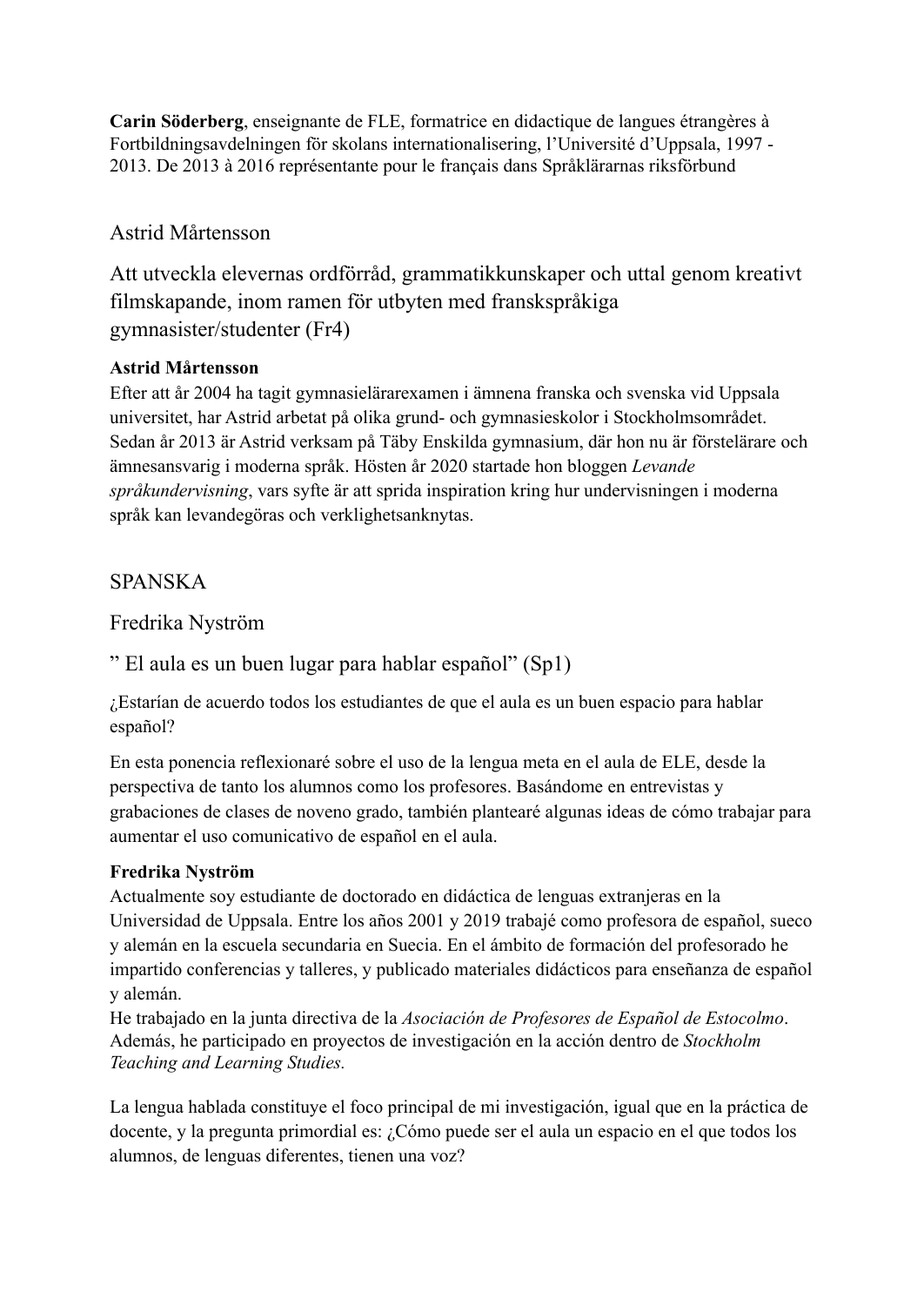**Carin Söderberg**, enseignante de FLE, formatrice en didactique de langues étrangères à Fortbildningsavdelningen för skolans internationalisering, l'Université d'Uppsala, 1997 - 2013. De 2013 à 2016 représentante pour le français dans Språklärarnas riksförbund

## Astrid Mårtensson

## Att utveckla elevernas ordförråd, grammatikkunskaper och uttal genom kreativt filmskapande, inom ramen för utbyten med franskspråkiga gymnasister/studenter (Fr4)

**Astrid Mårtensson**
Efter att år 2004 ha tagit gymnasielärarexamen i ämnena franska och svenska vid Uppsala universitet, har Astrid arbetat på olika grund- och gymnasieskolor i Stockholmsområdet. Sedan år 2013 är Astrid verksam på Täby Enskilda gymnasium, där hon nu är förstelärare och ämnesansvarig i moderna språk. Hösten år 2020 startade hon bloggen *Levande språkundervisning*, vars syfte är att sprida inspiration kring hur undervisningen i moderna språk kan levandegöras och verklighetsanknytas.

# SPANSKA

## Fredrika Nyström

## " El aula es un buen lugar para hablar español" (Sp1)

¿Estarían de acuerdo todos los estudiantes de que el aula es un buen espacio para hablar español?

En esta ponencia reflexionaré sobre el uso de la lengua meta en el aula de ELE, desde la perspectiva de tanto los alumnos como los profesores. Basándome en entrevistas y grabaciones de clases de noveno grado, también plantearé algunas ideas de cómo trabajar para aumentar el uso comunicativo de español en el aula.

**Fredrika Nyström**
Actualmente soy estudiante de doctorado en didáctica de lenguas extranjeras en la Universidad de Uppsala. Entre los años 2001 y 2019 trabajé como profesora de español, sueco y alemán en la escuela secundaria en Suecia. En el ámbito de formación del profesorado he impartido conferencias y talleres, y publicado materiales didácticos para enseñanza de español y alemán.
He trabajado en la junta directiva de la *Asociación de Profesores de Español de Estocolmo*. Además, he participado en proyectos de investigación en la acción dentro de *Stockholm Teaching and Learning Studies.*

La lengua hablada constituye el foco principal de mi investigación, igual que en la práctica de docente, y la pregunta primordial es: ¿Cómo puede ser el aula un espacio en el que todos los alumnos, de lenguas diferentes, tienen una voz?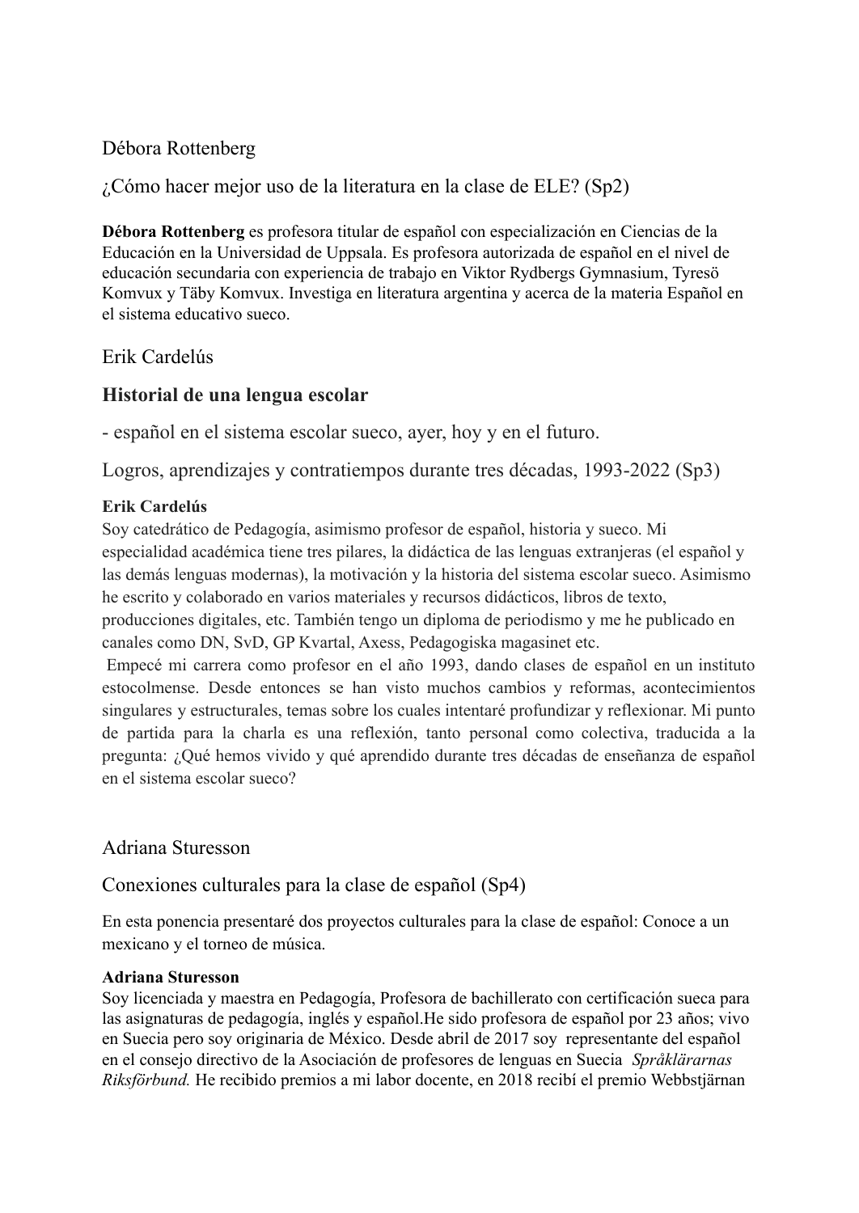## Débora Rottenberg

## ¿Cómo hacer mejor uso de la literatura en la clase de ELE? (Sp2)

**Débora Rottenberg** es profesora titular de español con especialización en Ciencias de la Educación en la Universidad de Uppsala. Es profesora autorizada de español en el nivel de educación secundaria con experiencia de trabajo en Viktor Rydbergs Gymnasium, Tyresö Komvux y Täby Komvux. Investiga en literatura argentina y acerca de la materia Español en el sistema educativo sueco.

## Erik Cardelús

## **Historial de una lengua escolar**

## - español en el sistema escolar sueco, ayer, hoy y en el futuro.

## Logros, aprendizajes y contratiempos durante tres décadas, 1993-2022 (Sp3)

**Erik Cardelús**
Soy catedrático de Pedagogía, asimismo profesor de español, historia y sueco. Mi especialidad académica tiene tres pilares, la didáctica de las lenguas extranjeras (el español y las demás lenguas modernas), la motivación y la historia del sistema escolar sueco. Asimismo he escrito y colaborado en varios materiales y recursos didácticos, libros de texto, producciones digitales, etc. También tengo un diploma de periodismo y me he publicado en canales como DN, SvD, GP Kvartal, Axess, Pedagogiska magasinet etc.

Empecé mi carrera como profesor en el año 1993, dando clases de español en un instituto estocolmense. Desde entonces se han visto muchos cambios y reformas, acontecimientos singulares y estructurales, temas sobre los cuales intentaré profundizar y reflexionar. Mi punto de partida para la charla es una reflexión, tanto personal como colectiva, traducida a la pregunta: ¿Qué hemos vivido y qué aprendido durante tres décadas de enseñanza de español en el sistema escolar sueco?

## Adriana Sturesson

## Conexiones culturales para la clase de español (Sp4)

En esta ponencia presentaré dos proyectos culturales para la clase de español: Conoce a un mexicano y el torneo de música.

**Adriana Sturesson**
Soy licenciada y maestra en Pedagogía, Profesora de bachillerato con certificación sueca para las asignaturas de pedagogía, inglés y español.He sido profesora de español por 23 años; vivo en Suecia pero soy originaria de México. Desde abril de 2017 soy representante del español en el consejo directivo de la Asociación de profesores de lenguas en Suecia *Språklärarnas Riksförbund.* He recibido premios a mi labor docente, en 2018 recibí el premio Webbstjärnan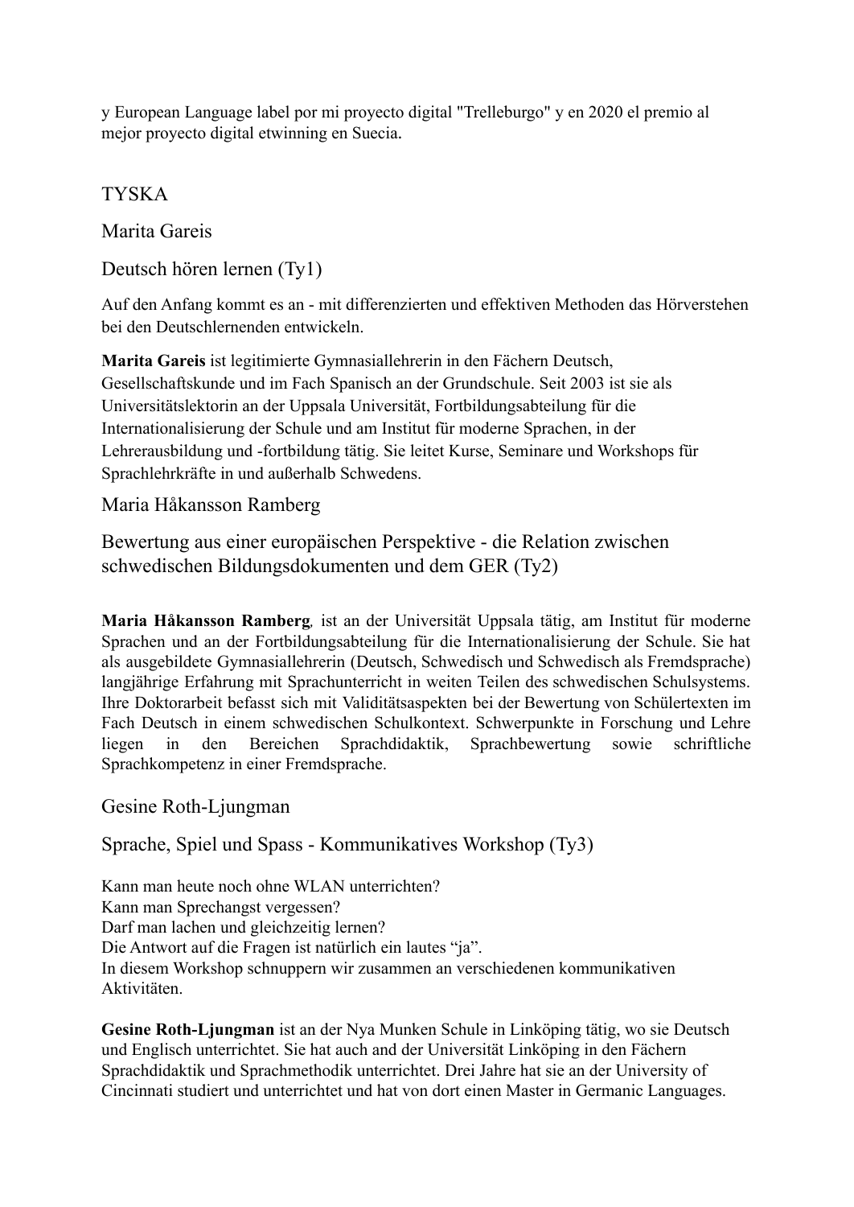y European Language label por mi proyecto digital "Trelleburgo" y en 2020 el premio al mejor proyecto digital etwinning en Suecia.

## TYSKA

### Marita Gareis

### Deutsch hören lernen (Ty1)

Auf den Anfang kommt es an - mit differenzierten und effektiven Methoden das Hörverstehen bei den Deutschlernenden entwickeln.

**Marita Gareis** ist legitimierte Gymnasiallehrerin in den Fächern Deutsch, Gesellschaftskunde und im Fach Spanisch an der Grundschule. Seit 2003 ist sie als Universitätslektorin an der Uppsala Universität, Fortbildungsabteilung für die Internationalisierung der Schule und am Institut für moderne Sprachen, in der Lehrerausbildung und -fortbildung tätig. Sie leitet Kurse, Seminare und Workshops für Sprachlehrkräfte in und außerhalb Schwedens.

### Maria Håkansson Ramberg

### Bewertung aus einer europäischen Perspektive - die Relation zwischen schwedischen Bildungsdokumenten und dem GER (Ty2)

**Maria Håkansson Ramberg**, ist an der Universität Uppsala tätig, am Institut für moderne Sprachen und an der Fortbildungsabteilung für die Internationalisierung der Schule. Sie hat als ausgebildete Gymnasiallehrerin (Deutsch, Schwedisch und Schwedisch als Fremdsprache) langjährige Erfahrung mit Sprachunterricht in weiten Teilen des schwedischen Schulsystems. Ihre Doktorarbeit befasst sich mit Validitätsaspekten bei der Bewertung von Schülertexten im Fach Deutsch in einem schwedischen Schulkontext. Schwerpunkte in Forschung und Lehre liegen in den Bereichen Sprachdidaktik, Sprachbewertung sowie schriftliche Sprachkompetenz in einer Fremdsprache.

### Gesine Roth-Ljungman

### Sprache, Spiel und Spass - Kommunikatives Workshop (Ty3)

Kann man heute noch ohne WLAN unterrichten?
Kann man Sprechangst vergessen?
Darf man lachen und gleichzeitig lernen?
Die Antwort auf die Fragen ist natürlich ein lautes "ja".
In diesem Workshop schnuppern wir zusammen an verschiedenen kommunikativen Aktivitäten.

**Gesine Roth-Ljungman** ist an der Nya Munken Schule in Linköping tätig, wo sie Deutsch und Englisch unterrichtet. Sie hat auch and der Universität Linköping in den Fächern Sprachdidaktik und Sprachmethodik unterrichtet. Drei Jahre hat sie an der University of Cincinnati studiert und unterrichtet und hat von dort einen Master in Germanic Languages.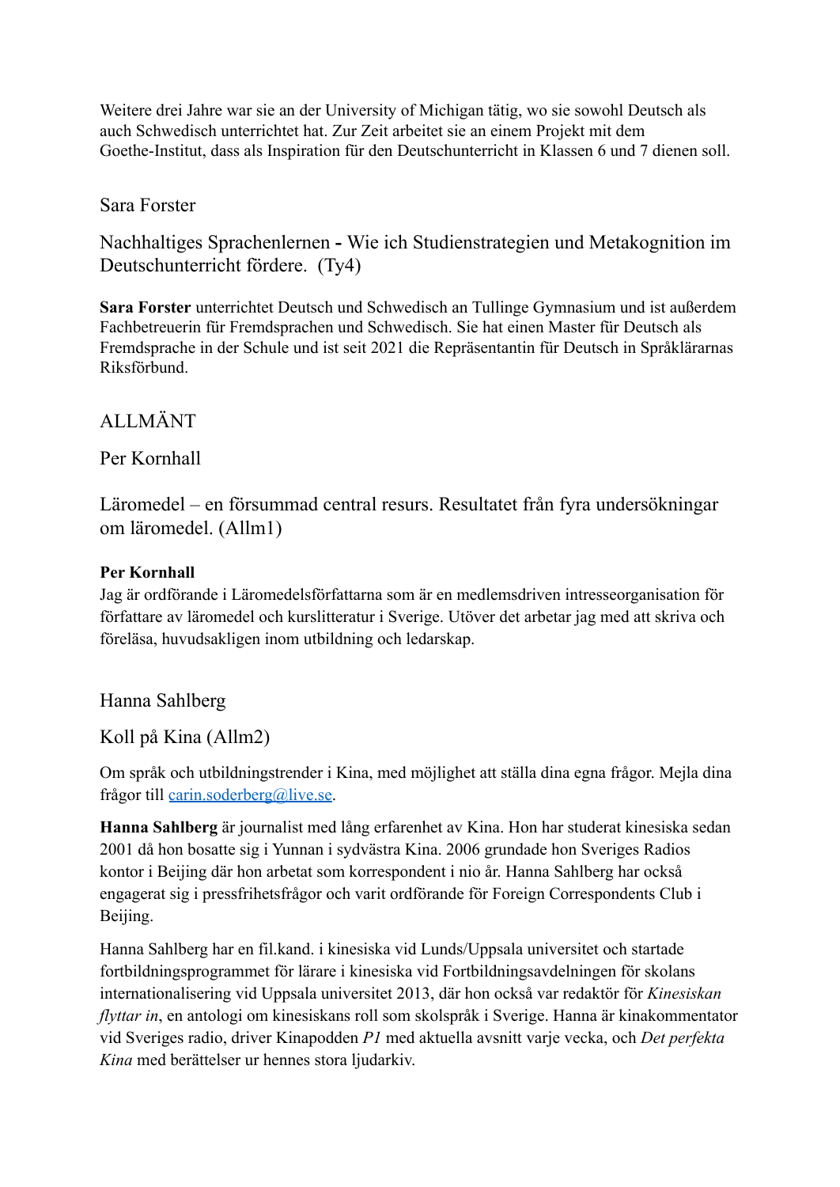Weitere drei Jahre war sie an der University of Michigan tätig, wo sie sowohl Deutsch als auch Schwedisch unterrichtet hat. Zur Zeit arbeitet sie an einem Projekt mit dem Goethe-Institut, dass als Inspiration für den Deutschunterricht in Klassen 6 und 7 dienen soll.

### Sara Forster

### Nachhaltiges Sprachenlernen **-** Wie ich Studienstrategien und Metakognition im Deutschunterricht fördere. (Ty4)

**Sara Forster** unterrichtet Deutsch und Schwedisch an Tullinge Gymnasium und ist außerdem Fachbetreuerin für Fremdsprachen und Schwedisch. Sie hat einen Master für Deutsch als Fremdsprache in der Schule und ist seit 2021 die Repräsentantin für Deutsch in Språklärarnas Riksförbund.

## ALLMÄNT

### Per Kornhall

### Läromedel – en försummad central resurs. Resultatet från fyra undersökningar om läromedel. (Allm1)

**Per Kornhall**
Jag är ordförande i Läromedelsförfattarna som är en medlemsdriven intresseorganisation för författare av läromedel och kurslitteratur i Sverige. Utöver det arbetar jag med att skriva och föreläsa, huvudsakligen inom utbildning och ledarskap.

### Hanna Sahlberg

### Koll på Kina (Allm2)

Om språk och utbildningstrender i Kina, med möjlighet att ställa dina egna frågor. Mejla dina frågor till carin.soderberg@live.se.

**Hanna Sahlberg** är journalist med lång erfarenhet av Kina. Hon har studerat kinesiska sedan 2001 då hon bosatte sig i Yunnan i sydvästra Kina. 2006 grundade hon Sveriges Radios kontor i Beijing där hon arbetat som korrespondent i nio år. Hanna Sahlberg har också engagerat sig i pressfrihetsfrågor och varit ordförande för Foreign Correspondents Club i Beijing.

Hanna Sahlberg har en fil.kand. i kinesiska vid Lunds/Uppsala universitet och startade fortbildningsprogrammet för lärare i kinesiska vid Fortbildningsavdelningen för skolans internationalisering vid Uppsala universitet 2013, där hon också var redaktör för *Kinesiskan flyttar in*, en antologi om kinesiskans roll som skolspråk i Sverige. Hanna är kinakommentator vid Sveriges radio, driver Kinapodden *P1* med aktuella avsnitt varje vecka, och *Det perfekta Kina* med berättelser ur hennes stora ljudarkiv.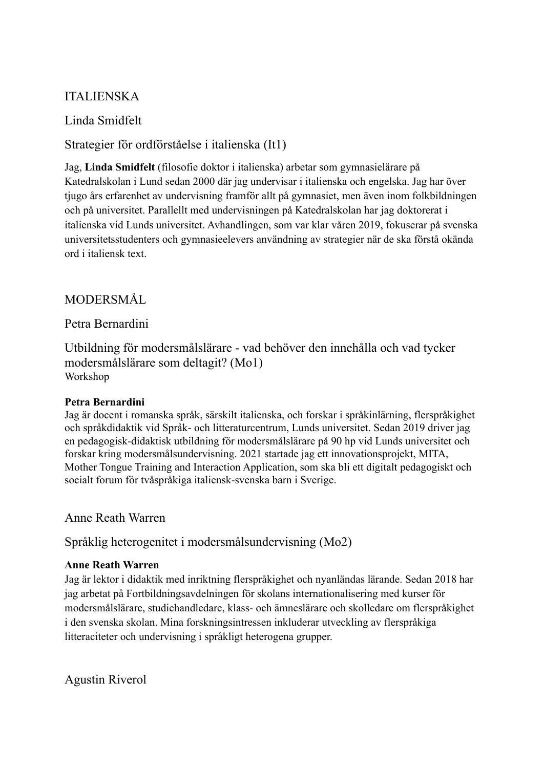## ITALIENSKA

### Linda Smidfelt

### Strategier för ordförståelse i italienska (It1)

Jag, **Linda Smidfelt** (filosofie doktor i italienska) arbetar som gymnasielärare på Katedralskolan i Lund sedan 2000 där jag undervisar i italienska och engelska. Jag har över tjugo års erfarenhet av undervisning framför allt på gymnasiet, men även inom folkbildningen och på universitet. Parallellt med undervisningen på Katedralskolan har jag doktorerat i italienska vid Lunds universitet. Avhandlingen, som var klar våren 2019, fokuserar på svenska universitetsstudenters och gymnasieelevers användning av strategier när de ska förstå okända ord i italiensk text.

## MODERSMÅL

### Petra Bernardini

### Utbildning för modersmålslärare - vad behöver den innehålla och vad tycker modersmålslärare som deltagit? (Mo1)

Workshop

**Petra Bernardini**
Jag är docent i romanska språk, särskilt italienska, och forskar i språkinlärning, flerspråkighet och språkdidaktik vid Språk- och litteraturcentrum, Lunds universitet. Sedan 2019 driver jag en pedagogisk-didaktisk utbildning för modersmålslärare på 90 hp vid Lunds universitet och forskar kring modersmålsundervisning. 2021 startade jag ett innovationsprojekt, MITA, Mother Tongue Training and Interaction Application, som ska bli ett digitalt pedagogiskt och socialt forum för tvåspråkiga italiensk-svenska barn i Sverige.

### Anne Reath Warren

### Språklig heterogenitet i modersmålsundervisning (Mo2)

**Anne Reath Warren**
Jag är lektor i didaktik med inriktning flerspråkighet och nyanländas lärande. Sedan 2018 har jag arbetat på Fortbildningsavdelningen för skolans internationalisering med kurser för modersmålslärare, studiehandledare, klass- och ämneslärare och skolledare om flerspråkighet i den svenska skolan. Mina forskningsintressen inkluderar utveckling av flerspråkiga litteraciteter och undervisning i språkligt heterogena grupper.

### Agustin Riverol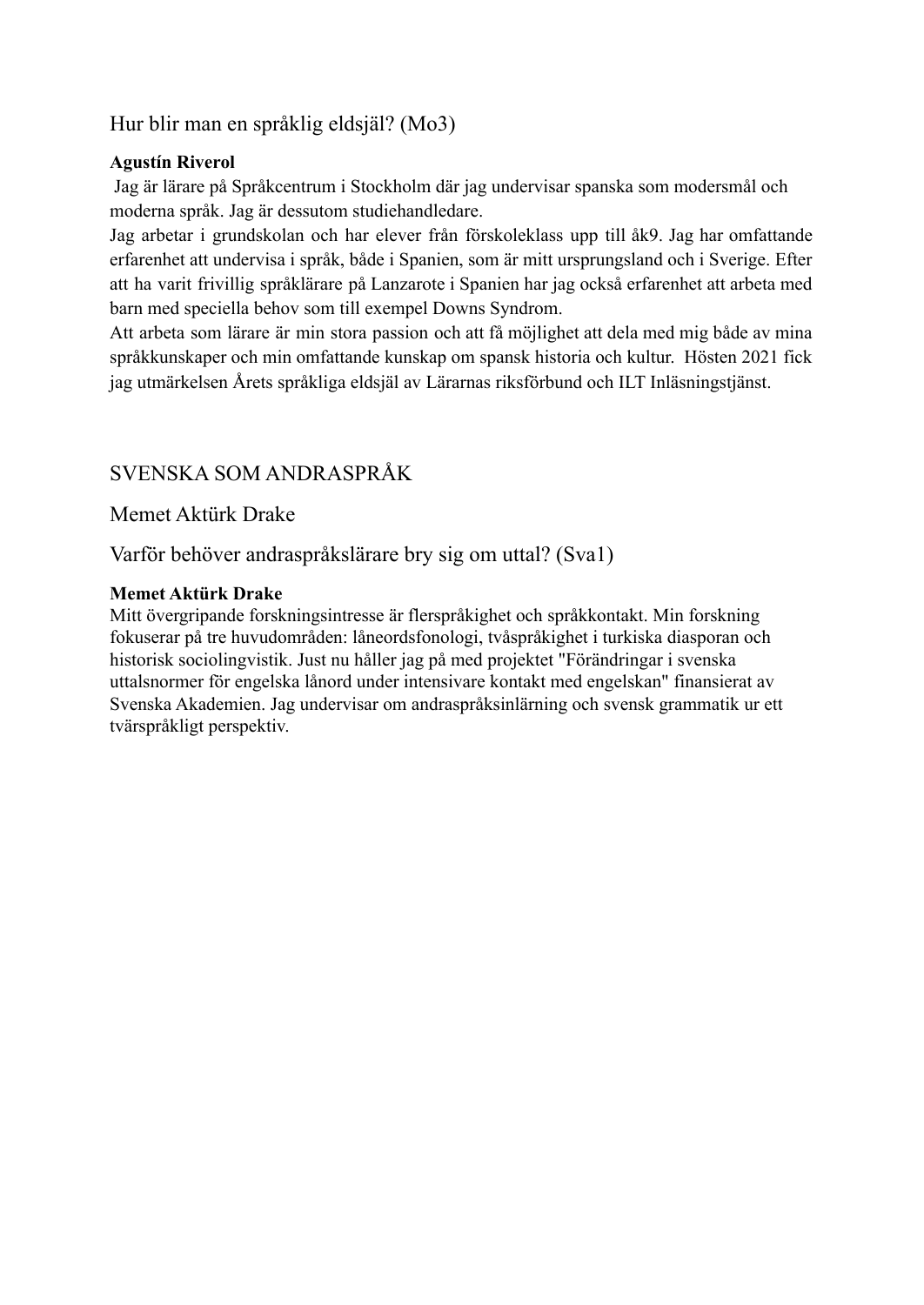## Hur blir man en språklig eldsjäl? (Mo3)

**Agustín Riverol**

Jag är lärare på Språkcentrum i Stockholm där jag undervisar spanska som modersmål och moderna språk. Jag är dessutom studiehandledare.

Jag arbetar i grundskolan och har elever från förskoleklass upp till åk9. Jag har omfattande erfarenhet att undervisa i språk, både i Spanien, som är mitt ursprungsland och i Sverige. Efter att ha varit frivillig språklärare på Lanzarote i Spanien har jag också erfarenhet att arbeta med barn med speciella behov som till exempel Downs Syndrom.

Att arbeta som lärare är min stora passion och att få möjlighet att dela med mig både av mina språkkunskaper och min omfattande kunskap om spansk historia och kultur. Hösten 2021 fick jag utmärkelsen Årets språkliga eldsjäl av Lärarnas riksförbund och ILT Inläsningstjänst.

# SVENSKA SOM ANDRASPRÅK

## Memet Aktürk Drake

## Varför behöver andraspråkslärare bry sig om uttal? (Sva1)

**Memet Aktürk Drake**

Mitt övergripande forskningsintresse är flerspråkighet och språkkontakt. Min forskning fokuserar på tre huvudområden: låneordsfonologi, tvåspråkighet i turkiska diasporan och historisk sociolingvistik. Just nu håller jag på med projektet "Förändringar i svenska uttalsnormer för engelska lånord under intensivare kontakt med engelskan" finansierat av Svenska Akademien. Jag undervisar om andraspråksinlärning och svensk grammatik ur ett tvärspråkligt perspektiv.